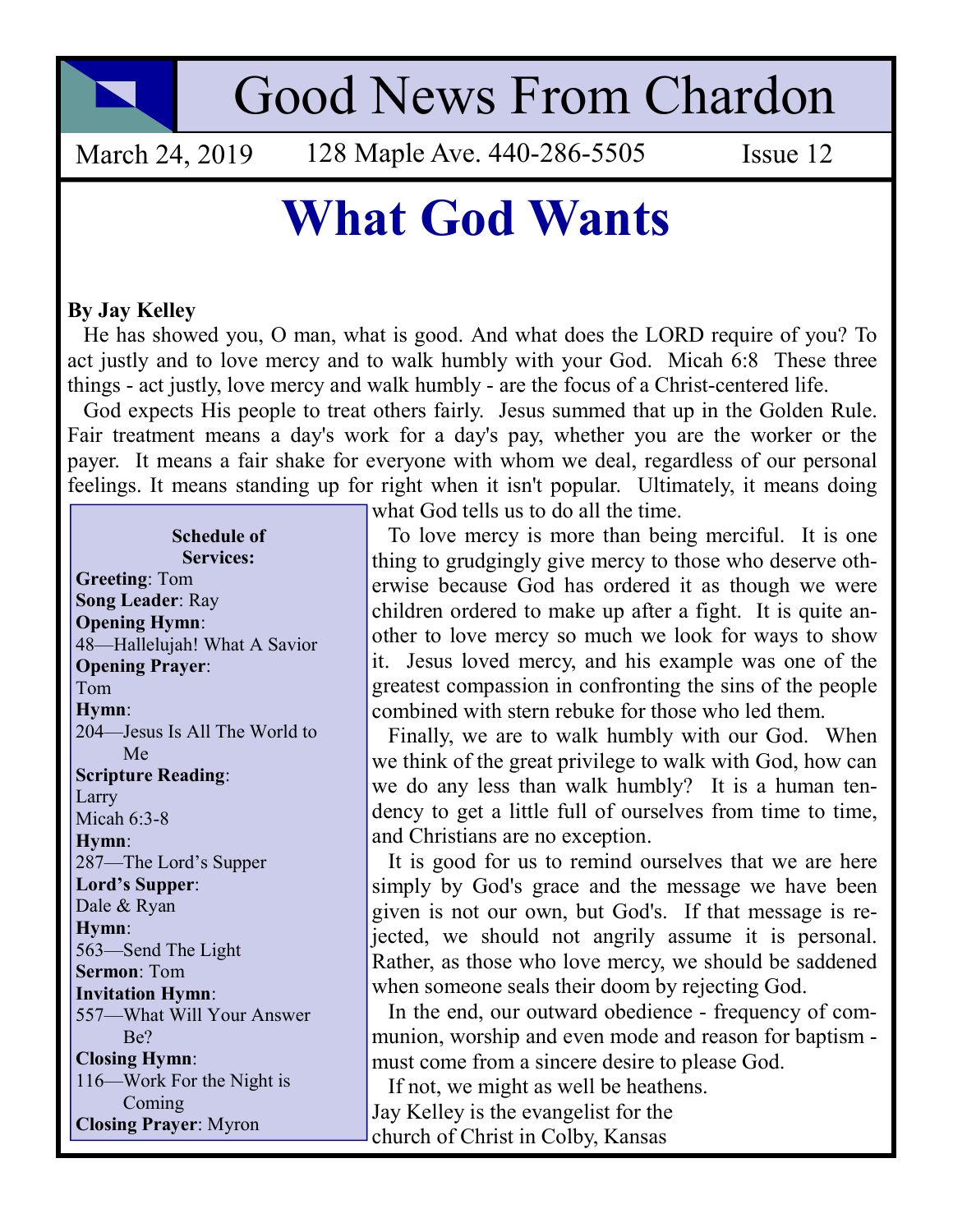# Good News From Chardon

March 24, 2019 | 128 Maple Ave. 440-286-5505 | Issue 12

# What God Wants

**By Jay Kelley**

He has showed you, O man, what is good. And what does the LORD require of you? To act justly and to love mercy and to walk humbly with your God. Micah 6:8 These three things - act justly, love mercy and walk humbly - are the focus of a Christ-centered life.

God expects His people to treat others fairly. Jesus summed that up in the Golden Rule. Fair treatment means a day's work for a day's pay, whether you are the worker or the payer. It means a fair shake for everyone with whom we deal, regardless of our personal feelings. It means standing up for right when it isn't popular. Ultimately, it means doing what God tells us to do all the time.

To love mercy is more than being merciful. It is one thing to grudgingly give mercy to those who deserve otherwise because God has ordered it as though we were children ordered to make up after a fight. It is quite another to love mercy so much we look for ways to show it. Jesus loved mercy, and his example was one of the greatest compassion in confronting the sins of the people combined with stern rebuke for those who led them.

Finally, we are to walk humbly with our God. When we think of the great privilege to walk with God, how can we do any less than walk humbly? It is a human tendency to get a little full of ourselves from time to time, and Christians are no exception.

It is good for us to remind ourselves that we are here simply by God's grace and the message we have been given is not our own, but God's. If that message is rejected, we should not angrily assume it is personal. Rather, as those who love mercy, we should be saddened when someone seals their doom by rejecting God.

In the end, our outward obedience - frequency of communion, worship and even mode and reason for baptism - must come from a sincere desire to please God.

If not, we might as well be heathens.

Jay Kelley is the evangelist for the church of Christ in Colby, Kansas

**Schedule of Services:**

**Greeting**: Tom
**Song Leader**: Ray
**Opening Hymn**:
48—Hallelujah! What A Savior
**Opening Prayer**:
Tom
**Hymn**:
204—Jesus Is All The World to Me
**Scripture Reading**:
Larry
Micah 6:3-8
**Hymn**:
287—The Lord's Supper
**Lord's Supper**:
Dale & Ryan
**Hymn**:
563—Send The Light
**Sermon**: Tom
**Invitation Hymn**:
557—What Will Your Answer Be?
**Closing Hymn**:
116—Work For the Night is Coming
**Closing Prayer**: Myron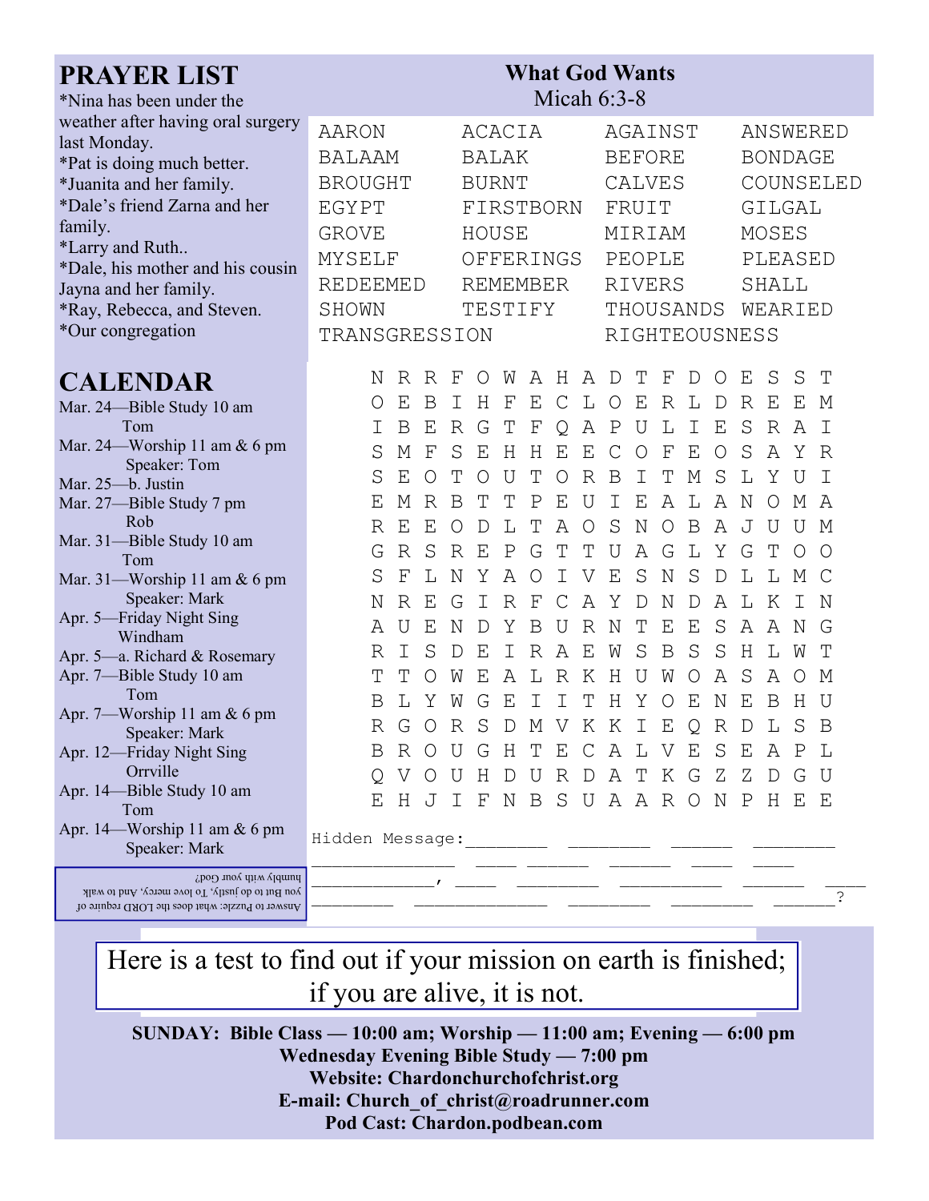## PRAYER LIST

*Nina has been under the weather after having oral surgery last Monday.
*Pat is doing much better.
*Juanita and her family.
*Dale's friend Zarna and her family.
*Larry and Ruth..
*Dale, his mother and his cousin Jayna and her family.
*Ray, Rebecca, and Steven.
*Our congregation

## CALENDAR

Mar. 24—Bible Study 10 am
Tom
Mar. 24—Worship 11 am & 6 pm
Speaker: Tom
Mar. 25—b. Justin
Mar. 27—Bible Study 7 pm
Rob
Mar. 31—Bible Study 10 am
Tom
Mar. 31—Worship 11 am & 6 pm
Speaker: Mark
Apr. 5—Friday Night Sing
Windham
Apr. 5—a. Richard & Rosemary
Apr. 7—Bible Study 10 am
Tom
Apr. 7—Worship 11 am & 6 pm
Speaker: Mark
Apr. 12—Friday Night Sing
Orrville
Apr. 14—Bible Study 10 am
Tom
Apr. 14—Worship 11 am & 6 pm
Speaker: Mark

Answer to Puzzle: what does the LORD require of you But to do justly, To love mercy, And to walk humbly with your God?

## What God Wants
Micah 6:3-8

| | | | |
|---|---|---|---|
| AARON | ACACIA | AGAINST | ANSWERED |
| BALAAM | BALAK | BEFORE | BONDAGE |
| BROUGHT | BURNT | CALVES | COUNSELED |
| EGYPT | FIRSTBORN | FRUIT | GILGAL |
| GROVE | HOUSE | MIRIAM | MOSES |
| MYSELF | OFFERINGS | PEOPLE | PLEASED |
| REDEEMED | REMEMBER | RIVERS | SHALL |
| SHOWN | TESTIFY | THOUSANDS | WEARIED |
| TRANSGRESSION | | RIGHTEOUSNESS | |

```
N R R F O W A H A D T F D O E S S T
O E B I H F E C L O E R L D R E E M
I B E R G T F Q A P U L I E S R A I
S M F S E H H E E C O F E O S A Y R
S E O T O U T O R B I T M S L Y U I
E M R B T T P E U I E A L A N O M A
R E E O D L T A O S N O B A J U U M
G R S R E P G T T U A G L Y G T O O
S F L N Y A O I V E S N S D L L M C
N R E G I R F C A Y D N D A L K I N
A U E N D Y B U R N T E E S A A N G
R I S D E I R A E W S B S S H L W T
T T O W E A L R K H U W O A S A O M
B L Y W G E I I T H Y O E N E B H U
R G O R S D M V K K I E Q R D L S B
B R O U G H T E C A L V E S E A P L
Q V O U H D U R D A T K G Z Z D G U
E H J I F N B S U A A R O N P H E E
```

Hidden Message:_______ _______ _____ _______
____________ ___ _____ _____ ___ ___
__________, ___ _______ _________ _____ ___
________ ____________ _______ _______ _____?

Here is a test to find out if your mission on earth is finished; if you are alive, it is not.

**SUNDAY: Bible Class — 10:00 am; Worship — 11:00 am; Evening — 6:00 pm**
**Wednesday Evening Bible Study — 7:00 pm**
**Website: Chardonchurchofchrist.org**
**E-mail: Church_of_christ@roadrunner.com**
**Pod Cast: Chardon.podbean.com**